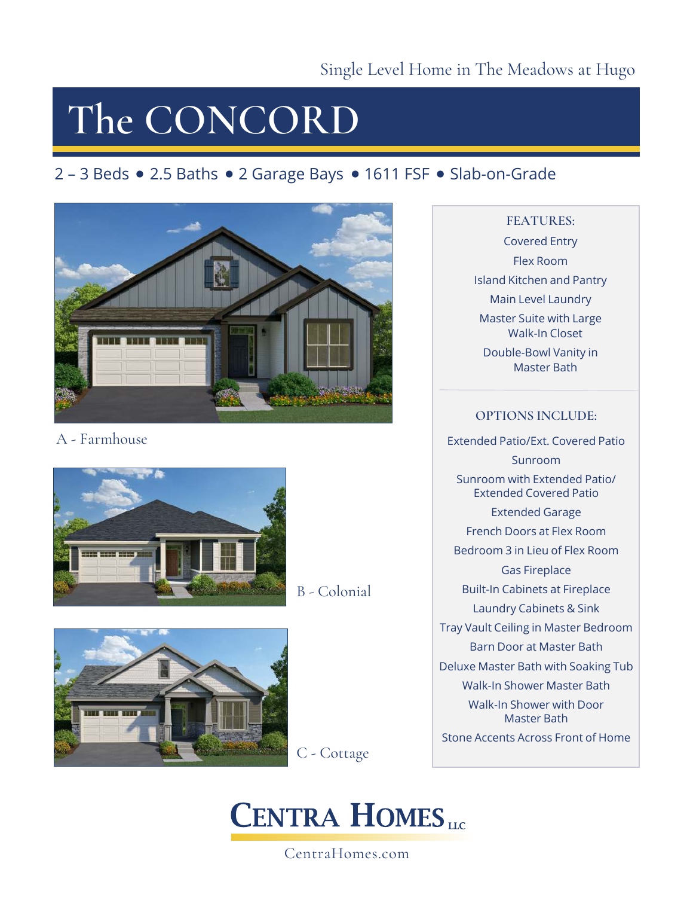Single Level Home in The Meadows at Hugo

# The CONCORD

2 – 3 Beds • 2.5 Baths • 2 Garage Bays • 1611 FSF • Slab-on-Grade

A - Farmhouse

B - Colonial

C - Cottage

## FEATURES:

- Covered Entry
- Flex Room
- Island Kitchen and Pantry
- Main Level Laundry
- Master Suite with Large Walk-In Closet
- Double-Bowl Vanity in Master Bath

## OPTIONS INCLUDE:

- Extended Patio/Ext. Covered Patio
- Sunroom
- Sunroom with Extended Patio/ Extended Covered Patio
- Extended Garage
- French Doors at Flex Room
- Bedroom 3 in Lieu of Flex Room
- Gas Fireplace
- Built-In Cabinets at Fireplace
- Laundry Cabinets & Sink
- Tray Vault Ceiling in Master Bedroom
- Barn Door at Master Bath
- Deluxe Master Bath with Soaking Tub
- Walk-In Shower Master Bath
- Walk-In Shower with Door Master Bath
- Stone Accents Across Front of Home

**CENTRA HOMES** LLC

CentraHomes.com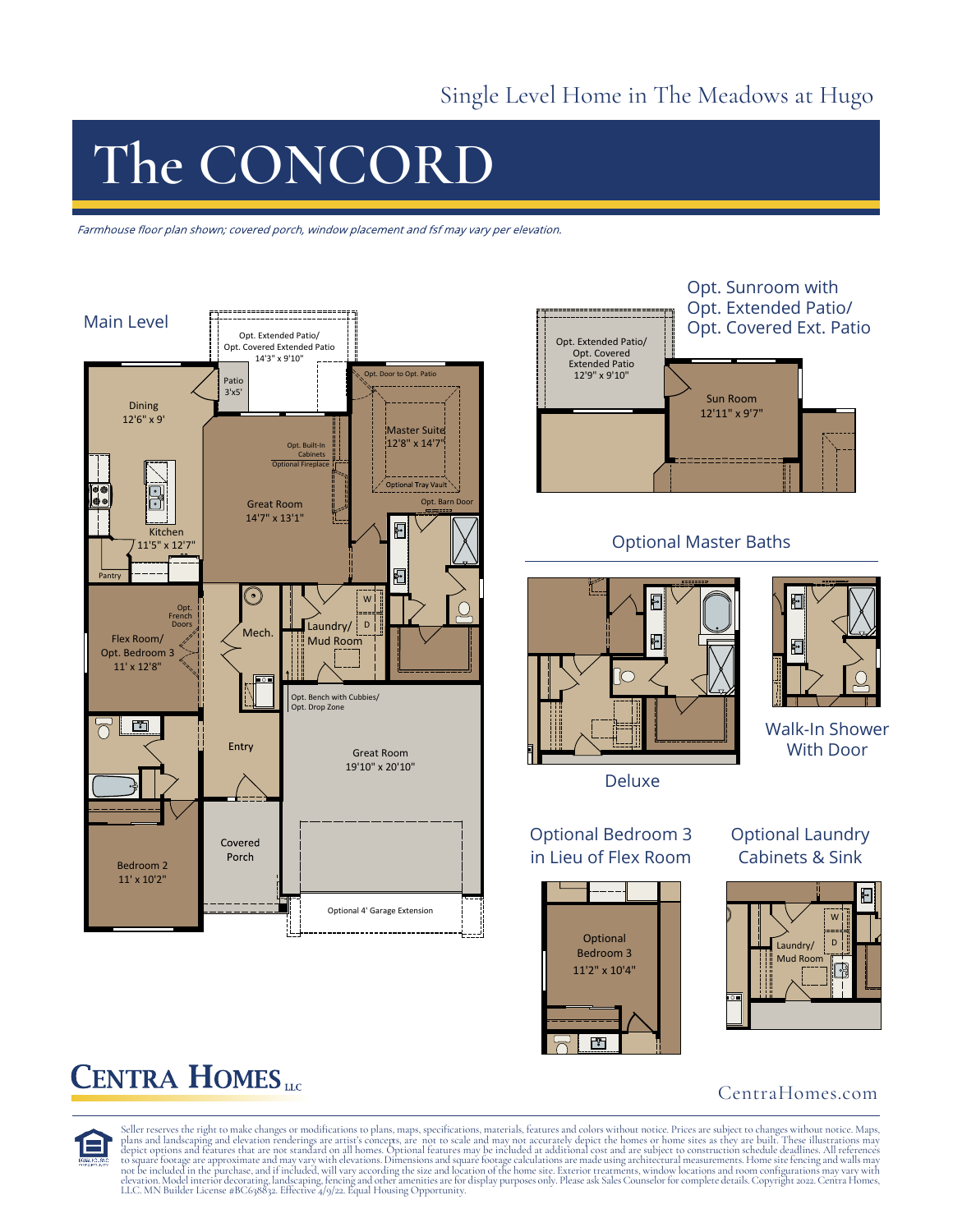Single Level Home in The Meadows at Hugo

# The CONCORD

*Farmhouse floor plan shown; covered porch, window placement and fsf may vary per elevation.*

## Main Level

Opt. Extended Patio/
Opt. Covered Extended Patio
14'3" x 9'10"

Patio
3'x5'

Opt. Door to Opt. Patio

Dining
12'6" x 9'

Opt. Built-In Cabinets
Optional Fireplace

Master Suite
12'8" x 14'7"

Optional Tray Vault

Great Room
14'7" x 13'1"

Opt. Barn Door

Kitchen
11'5" x 12'7"

Pantry

Opt. French Doors

Mech.

Laundry/
Mud Room

W

D

Flex Room/
Opt. Bedroom 3
11' x 12'8"

Opt. Bench with Cubbies/
Opt. Drop Zone

Entry

Great Room
19'10" x 20'10"

Covered Porch

Bedroom 2
11' x 10'2"

Optional 4' Garage Extension

## Opt. Sunroom with Opt. Extended Patio/ Opt. Covered Ext. Patio

Opt. Extended Patio/
Opt. Covered
Extended Patio
12'9" x 9'10"

Sun Room
12'11" x 9'7"

## Optional Master Baths

Deluxe

Walk-In Shower With Door

## Optional Bedroom 3 in Lieu of Flex Room

Optional
Bedroom 3
11'2" x 10'4"

## Optional Laundry Cabinets & Sink

Laundry/
Mud Room

W

D

**CENTRA HOMES LLC**

CentraHomes.com

Seller reserves the right to make changes or modifications to plans, maps, specifications, materials, features and colors without notice. Prices are subject to changes without notice. Maps, plans and landscaping and elevation renderings are artist's concepts, are not to scale and may not accurately depict the homes or home sites as they are built. These illustrations may depict options and features that are not standard on all homes. Optional features may be included at additional cost and are subject to construction schedule deadlines. All references to square footage are approximate and may vary with elevations. Dimensions and square footage calculations are made using architectural measurements. Home site fencing and walls may not be included in the purchase, and if included, will vary according the size and location of the home site. Exterior treatments, window locations and room configurations may vary with elevation. Model interior decorating, landscaping, fencing and other amenities are for display purposes only. Please ask Sales Counselor for complete details. Copyright 2022. Centra Homes, LLC. MN Builder License #BC638832. Effective 4/9/22. Equal Housing Opportunity.